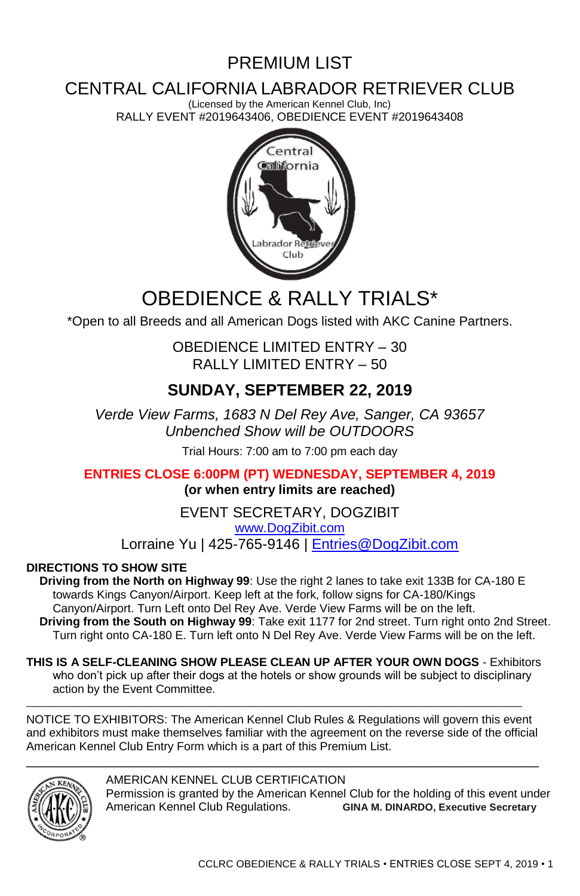# PREMIUM LIST

# CENTRAL CALIFORNIA LABRADOR RETRIEVER CLUB

(Licensed by the American Kennel Club, Inc)

RALLY EVENT #2019643406, OBEDIENCE EVENT #2019643408

# OBEDIENCE & RALLY TRIALS*

*Open to all Breeds and all American Dogs listed with AKC Canine Partners.

OBEDIENCE LIMITED ENTRY – 30

RALLY LIMITED ENTRY – 50

## SUNDAY, SEPTEMBER 22, 2019

*Verde View Farms, 1683 N Del Rey Ave, Sanger, CA 93657*

*Unbenched Show will be OUTDOORS*

Trial Hours: 7:00 am to 7:00 pm each day

**ENTRIES CLOSE 6:00PM (PT) WEDNESDAY, SEPTEMBER 4, 2019**

**(or when entry limits are reached)**

EVENT SECRETARY, DOGZIBIT

[www.DogZibit.com](http://www.DogZibit.com)

Lorraine Yu | 425-765-9146 | [Entries@DogZibit.com](mailto:Entries@DogZibit.com)

**DIRECTIONS TO SHOW SITE**

**Driving from the North on Highway 99**: Use the right 2 lanes to take exit 133B for CA-180 E towards Kings Canyon/Airport. Keep left at the fork, follow signs for CA-180/Kings Canyon/Airport. Turn Left onto Del Rey Ave. Verde View Farms will be on the left.

**Driving from the South on Highway 99**: Take exit 1177 for 2nd street. Turn right onto 2nd Street. Turn right onto CA-180 E. Turn left onto N Del Rey Ave. Verde View Farms will be on the left.

**THIS IS A SELF-CLEANING SHOW PLEASE CLEAN UP AFTER YOUR OWN DOGS** - Exhibitors who don't pick up after their dogs at the hotels or show grounds will be subject to disciplinary action by the Event Committee.

---

NOTICE TO EXHIBITORS: The American Kennel Club Rules & Regulations will govern this event and exhibitors must make themselves familiar with the agreement on the reverse side of the official American Kennel Club Entry Form which is a part of this Premium List.

---

AMERICAN KENNEL CLUB CERTIFICATION

Permission is granted by the American Kennel Club for the holding of this event under American Kennel Club Regulations. **GINA M. DINARDO, Executive Secretary**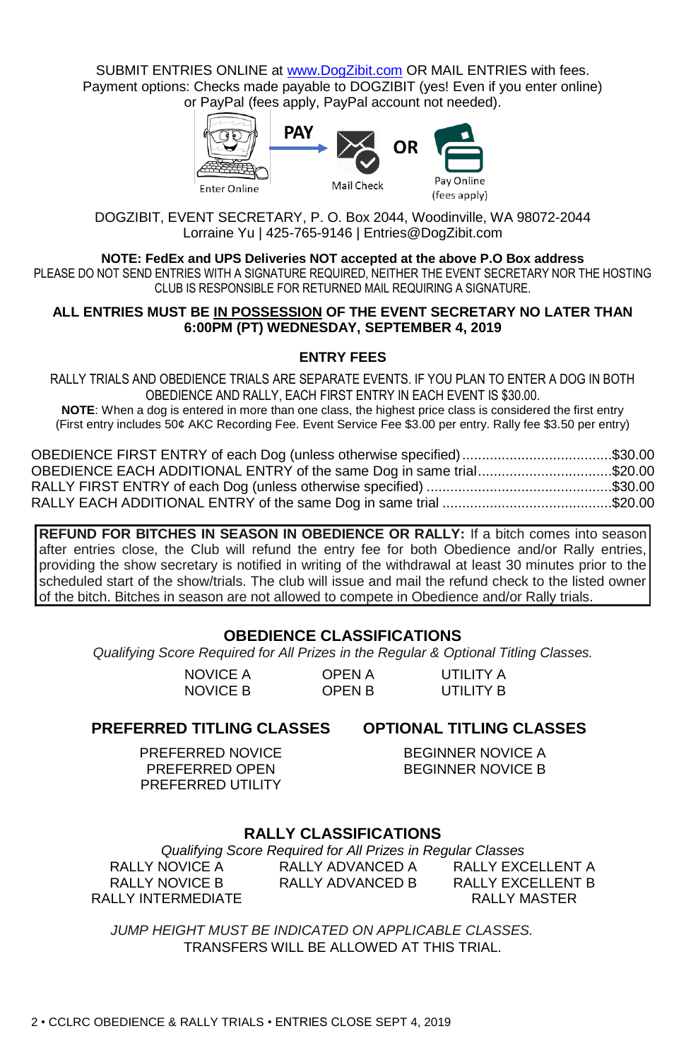SUBMIT ENTRIES ONLINE at www.DogZibit.com OR MAIL ENTRIES with fees.
Payment options: Checks made payable to DOGZIBIT (yes! Even if you enter online) or PayPal (fees apply, PayPal account not needed).

Enter Online — PAY → Mail Check OR Pay Online (fees apply)

DOGZIBIT, EVENT SECRETARY, P. O. Box 2044, Woodinville, WA 98072-2044
Lorraine Yu | 425-765-9146 | Entries@DogZibit.com

**NOTE: FedEx and UPS Deliveries NOT accepted at the above P.O Box address**
PLEASE DO NOT SEND ENTRIES WITH A SIGNATURE REQUIRED, NEITHER THE EVENT SECRETARY NOR THE HOSTING CLUB IS RESPONSIBLE FOR RETURNED MAIL REQUIRING A SIGNATURE.

**ALL ENTRIES MUST BE IN POSSESSION OF THE EVENT SECRETARY NO LATER THAN 6:00PM (PT) WEDNESDAY, SEPTEMBER 4, 2019**

## ENTRY FEES

RALLY TRIALS AND OBEDIENCE TRIALS ARE SEPARATE EVENTS. IF YOU PLAN TO ENTER A DOG IN BOTH OBEDIENCE AND RALLY, EACH FIRST ENTRY IN EACH EVENT IS $30.00.

**NOTE**: When a dog is entered in more than one class, the highest price class is considered the first entry (First entry includes 50¢ AKC Recording Fee. Event Service Fee $3.00 per entry. Rally fee $3.50 per entry)

| | |
|---|---|
| OBEDIENCE FIRST ENTRY of each Dog (unless otherwise specified) | $30.00 |
| OBEDIENCE EACH ADDITIONAL ENTRY of the same Dog in same trial | $20.00 |
| RALLY FIRST ENTRY of each Dog (unless otherwise specified) | $30.00 |
| RALLY EACH ADDITIONAL ENTRY of the same Dog in same trial | $20.00 |

**REFUND FOR BITCHES IN SEASON IN OBEDIENCE OR RALLY:** If a bitch comes into season after entries close, the Club will refund the entry fee for both Obedience and/or Rally entries, providing the show secretary is notified in writing of the withdrawal at least 30 minutes prior to the scheduled start of the show/trials. The club will issue and mail the refund check to the listed owner of the bitch. Bitches in season are not allowed to compete in Obedience and/or Rally trials.

## OBEDIENCE CLASSIFICATIONS

*Qualifying Score Required for All Prizes in the Regular & Optional Titling Classes.*

NOVICE A
NOVICE B
OPEN A
OPEN B
UTILITY A
UTILITY B

### PREFERRED TITLING CLASSES

PREFERRED NOVICE
PREFERRED OPEN
PREFERRED UTILITY

### OPTIONAL TITLING CLASSES

BEGINNER NOVICE A
BEGINNER NOVICE B

## RALLY CLASSIFICATIONS

*Qualifying Score Required for All Prizes in Regular Classes*

RALLY NOVICE A
RALLY NOVICE B
RALLY INTERMEDIATE
RALLY ADVANCED A
RALLY ADVANCED B
RALLY EXCELLENT A
RALLY EXCELLENT B
RALLY MASTER

*JUMP HEIGHT MUST BE INDICATED ON APPLICABLE CLASSES.*
TRANSFERS WILL BE ALLOWED AT THIS TRIAL.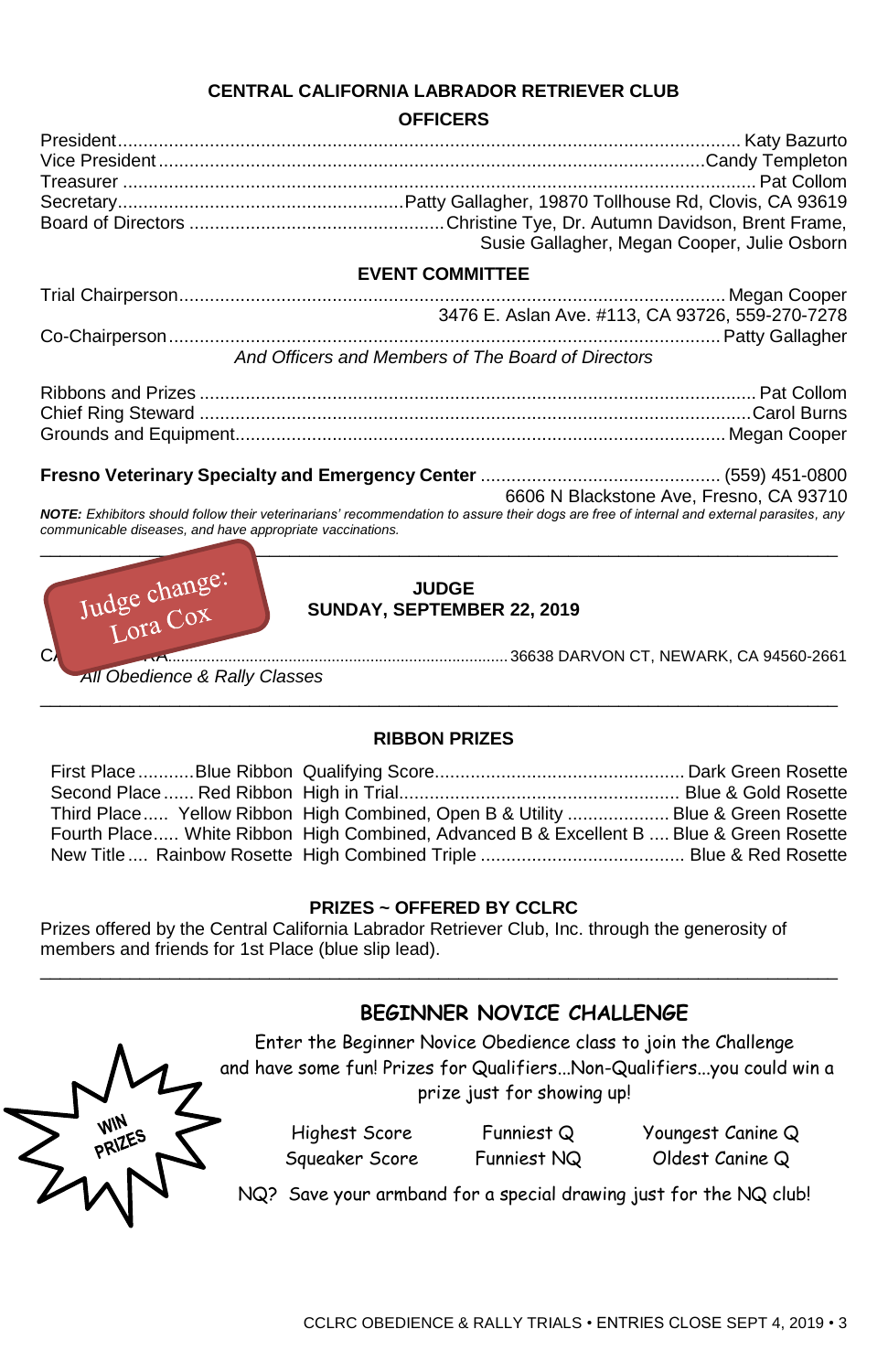## CENTRAL CALIFORNIA LABRADOR RETRIEVER CLUB

### OFFICERS

President........................................ Katy Bazurto
Vice President........................................ Candy Templeton
Treasurer........................................ Pat Collom
Secretary........................................ Patty Gallagher, 19870 Tollhouse Rd, Clovis, CA 93619
Board of Directors........................................ Christine Tye, Dr. Autumn Davidson, Brent Frame, Susie Gallagher, Megan Cooper, Julie Osborn

### EVENT COMMITTEE

Trial Chairperson........................................ Megan Cooper
3476 E. Aslan Ave. #113, CA 93726, 559-270-7278
Co-Chairperson........................................ Patty Gallagher

*And Officers and Members of The Board of Directors*

Ribbons and Prizes........................................ Pat Collom
Chief Ring Steward........................................ Carol Burns
Grounds and Equipment........................................ Megan Cooper

**Fresno Veterinary Specialty and Emergency Center**........................................ (559) 451-0800
6606 N Blackstone Ave, Fresno, CA 93710

***NOTE:*** *Exhibitors should follow their veterinarians' recommendation to assure their dogs are free of internal and external parasites, any communicable diseases, and have appropriate vaccinations.*

---

Judge change: Lora Cox

### JUDGE
### SUNDAY, SEPTEMBER 22, 2019

C... RA........................................ 36638 DARVON CT, NEWARK, CA 94560-2661
*All Obedience & Rally Classes*

---

### RIBBON PRIZES

| | | | |
|---|---|---|---|
| First Place | Blue Ribbon | Qualifying Score | Dark Green Rosette |
| Second Place | Red Ribbon | High in Trial | Blue & Gold Rosette |
| Third Place | Yellow Ribbon | High Combined, Open B & Utility | Blue & Green Rosette |
| Fourth Place | White Ribbon | High Combined, Advanced B & Excellent B | Blue & Green Rosette |
| New Title | Rainbow Rosette | High Combined Triple | Blue & Red Rosette |

### PRIZES ~ OFFERED BY CCLRC

Prizes offered by the Central California Labrador Retriever Club, Inc. through the generosity of members and friends for 1st Place (blue slip lead).

---

### BEGINNER NOVICE CHALLENGE

WIN PRIZES

Enter the Beginner Novice Obedience class to join the Challenge and have some fun! Prizes for Qualifiers...Non-Qualifiers...you could win a prize just for showing up!

| | | |
|---|---|---|
| Highest Score | Funniest Q | Youngest Canine Q |
| Squeaker Score | Funniest NQ | Oldest Canine Q |

NQ? Save your armband for a special drawing just for the NQ club!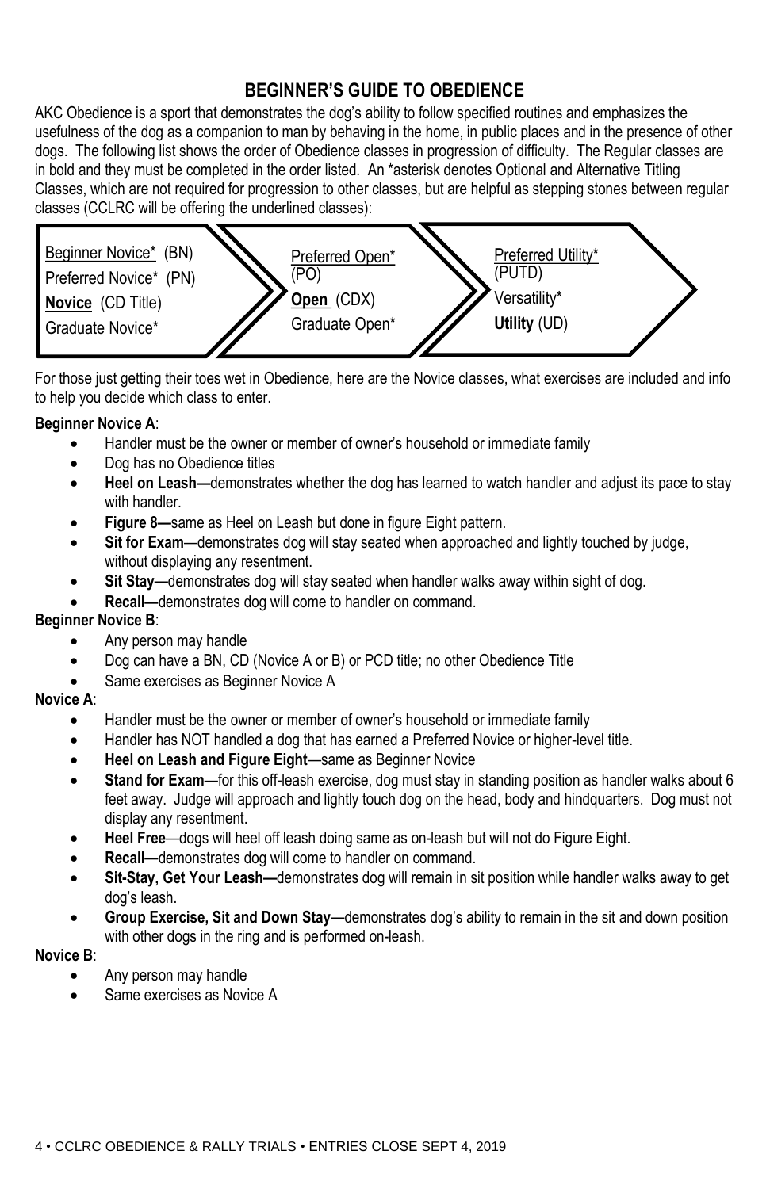## BEGINNER'S GUIDE TO OBEDIENCE

AKC Obedience is a sport that demonstrates the dog's ability to follow specified routines and emphasizes the usefulness of the dog as a companion to man by behaving in the home, in public places and in the presence of other dogs. The following list shows the order of Obedience classes in progression of difficulty. The Regular classes are in bold and they must be completed in the order listed. An *asterisk denotes Optional and Alternative Titling Classes, which are not required for progression to other classes, but are helpful as stepping stones between regular classes (CCLRC will be offering the underlined classes):

| | | |
|---|---|---|
| Beginner Novice* (BN) | Preferred Open* (PO) | Preferred Utility* (PUTD) |
| Preferred Novice* (PN) | **Open** (CDX) | Versatility* |
| **Novice** (CD Title) | Graduate Open* | **Utility** (UD) |
| Graduate Novice* | | |

For those just getting their toes wet in Obedience, here are the Novice classes, what exercises are included and info to help you decide which class to enter.

**Beginner Novice A**:

- Handler must be the owner or member of owner's household or immediate family
- Dog has no Obedience titles
- **Heel on Leash—**demonstrates whether the dog has learned to watch handler and adjust its pace to stay with handler.
- **Figure 8—**same as Heel on Leash but done in figure Eight pattern.
- **Sit for Exam**—demonstrates dog will stay seated when approached and lightly touched by judge, without displaying any resentment.
- **Sit Stay—**demonstrates dog will stay seated when handler walks away within sight of dog.
- **Recall—**demonstrates dog will come to handler on command.

**Beginner Novice B**:

- Any person may handle
- Dog can have a BN, CD (Novice A or B) or PCD title; no other Obedience Title
- Same exercises as Beginner Novice A

**Novice A**:

- Handler must be the owner or member of owner's household or immediate family
- Handler has NOT handled a dog that has earned a Preferred Novice or higher-level title.
- **Heel on Leash and Figure Eight**—same as Beginner Novice
- **Stand for Exam**—for this off-leash exercise, dog must stay in standing position as handler walks about 6 feet away. Judge will approach and lightly touch dog on the head, body and hindquarters. Dog must not display any resentment.
- **Heel Free**—dogs will heel off leash doing same as on-leash but will not do Figure Eight.
- **Recall**—demonstrates dog will come to handler on command.
- **Sit-Stay, Get Your Leash—**demonstrates dog will remain in sit position while handler walks away to get dog's leash.
- **Group Exercise, Sit and Down Stay—**demonstrates dog's ability to remain in the sit and down position with other dogs in the ring and is performed on-leash.

**Novice B**:

- Any person may handle
- Same exercises as Novice A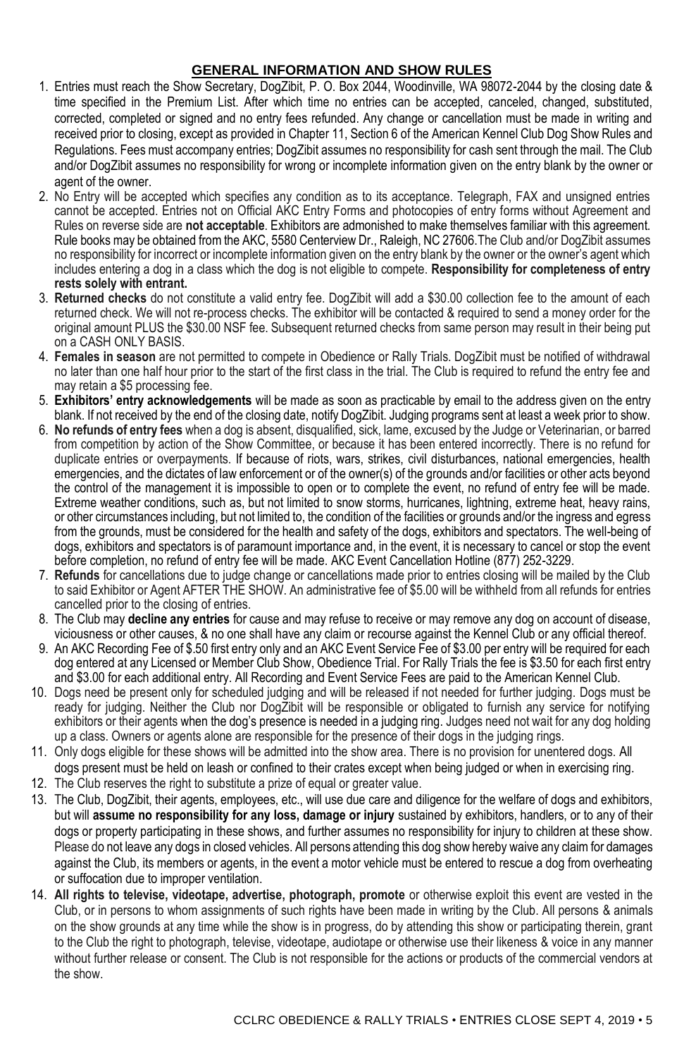## GENERAL INFORMATION AND SHOW RULES

1. Entries must reach the Show Secretary, DogZibit, P. O. Box 2044, Woodinville, WA 98072-2044 by the closing date & time specified in the Premium List. After which time no entries can be accepted, canceled, changed, substituted, corrected, completed or signed and no entry fees refunded. Any change or cancellation must be made in writing and received prior to closing, except as provided in Chapter 11, Section 6 of the American Kennel Club Dog Show Rules and Regulations. Fees must accompany entries; DogZibit assumes no responsibility for cash sent through the mail. The Club and/or DogZibit assumes no responsibility for wrong or incomplete information given on the entry blank by the owner or agent of the owner.
2. No Entry will be accepted which specifies any condition as to its acceptance. Telegraph, FAX and unsigned entries cannot be accepted. Entries not on Official AKC Entry Forms and photocopies of entry forms without Agreement and Rules on reverse side are **not acceptable**. Exhibitors are admonished to make themselves familiar with this agreement. Rule books may be obtained from the AKC, 5580 Centerview Dr., Raleigh, NC 27606.The Club and/or DogZibit assumes no responsibility for incorrect or incomplete information given on the entry blank by the owner or the owner's agent which includes entering a dog in a class which the dog is not eligible to compete. **Responsibility for completeness of entry rests solely with entrant.**
3. **Returned checks** do not constitute a valid entry fee. DogZibit will add a $30.00 collection fee to the amount of each returned check. We will not re-process checks. The exhibitor will be contacted & required to send a money order for the original amount PLUS the $30.00 NSF fee. Subsequent returned checks from same person may result in their being put on a CASH ONLY BASIS.
4. **Females in season** are not permitted to compete in Obedience or Rally Trials. DogZibit must be notified of withdrawal no later than one half hour prior to the start of the first class in the trial. The Club is required to refund the entry fee and may retain a $5 processing fee.
5. **Exhibitors' entry acknowledgements** will be made as soon as practicable by email to the address given on the entry blank. If not received by the end of the closing date, notify DogZibit. Judging programs sent at least a week prior to show.
6. **No refunds of entry fees** when a dog is absent, disqualified, sick, lame, excused by the Judge or Veterinarian, or barred from competition by action of the Show Committee, or because it has been entered incorrectly. There is no refund for duplicate entries or overpayments. If because of riots, wars, strikes, civil disturbances, national emergencies, health emergencies, and the dictates of law enforcement or of the owner(s) of the grounds and/or facilities or other acts beyond the control of the management it is impossible to open or to complete the event, no refund of entry fee will be made. Extreme weather conditions, such as, but not limited to snow storms, hurricanes, lightning, extreme heat, heavy rains, or other circumstances including, but not limited to, the condition of the facilities or grounds and/or the ingress and egress from the grounds, must be considered for the health and safety of the dogs, exhibitors and spectators. The well-being of dogs, exhibitors and spectators is of paramount importance and, in the event, it is necessary to cancel or stop the event before completion, no refund of entry fee will be made. AKC Event Cancellation Hotline (877) 252-3229.
7. **Refunds** for cancellations due to judge change or cancellations made prior to entries closing will be mailed by the Club to said Exhibitor or Agent AFTER THE SHOW. An administrative fee of $5.00 will be withheld from all refunds for entries cancelled prior to the closing of entries.
8. The Club may **decline any entries** for cause and may refuse to receive or may remove any dog on account of disease, viciousness or other causes, & no one shall have any claim or recourse against the Kennel Club or any official thereof.
9. An AKC Recording Fee of $.50 first entry only and an AKC Event Service Fee of $3.00 per entry will be required for each dog entered at any Licensed or Member Club Show, Obedience Trial. For Rally Trials the fee is $3.50 for each first entry and $3.00 for each additional entry. All Recording and Event Service Fees are paid to the American Kennel Club.
10. Dogs need be present only for scheduled judging and will be released if not needed for further judging. Dogs must be ready for judging. Neither the Club nor DogZibit will be responsible or obligated to furnish any service for notifying exhibitors or their agents when the dog's presence is needed in a judging ring. Judges need not wait for any dog holding up a class. Owners or agents alone are responsible for the presence of their dogs in the judging rings.
11. Only dogs eligible for these shows will be admitted into the show area. There is no provision for unentered dogs. All dogs present must be held on leash or confined to their crates except when being judged or when in exercising ring.
12. The Club reserves the right to substitute a prize of equal or greater value.
13. The Club, DogZibit, their agents, employees, etc., will use due care and diligence for the welfare of dogs and exhibitors, but will **assume no responsibility for any loss, damage or injury** sustained by exhibitors, handlers, or to any of their dogs or property participating in these shows, and further assumes no responsibility for injury to children at these show. Please do not leave any dogs in closed vehicles. All persons attending this dog show hereby waive any claim for damages against the Club, its members or agents, in the event a motor vehicle must be entered to rescue a dog from overheating or suffocation due to improper ventilation.
14. **All rights to televise, videotape, advertise, photograph, promote** or otherwise exploit this event are vested in the Club, or in persons to whom assignments of such rights have been made in writing by the Club. All persons & animals on the show grounds at any time while the show is in progress, do by attending this show or participating therein, grant to the Club the right to photograph, televise, videotape, audiotape or otherwise use their likeness & voice in any manner without further release or consent. The Club is not responsible for the actions or products of the commercial vendors at the show.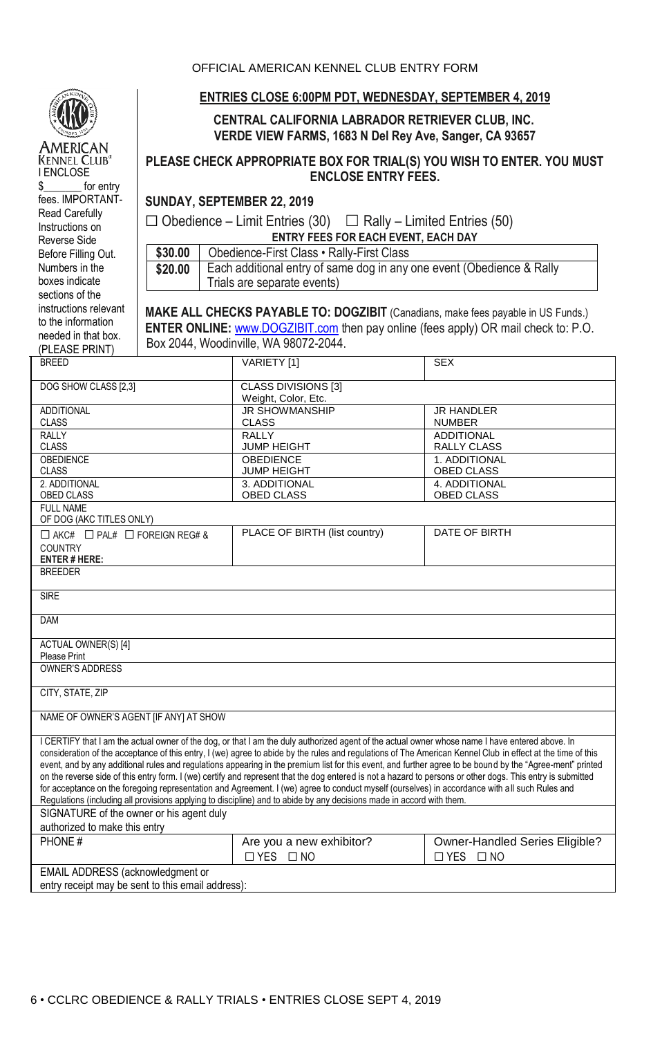OFFICIAL AMERICAN KENNEL CLUB ENTRY FORM

AMERICAN KENNEL CLUB®

I ENCLOSE $_______ for entry fees. IMPORTANT- Read Carefully Instructions on Reverse Side Before Filling Out. Numbers in the boxes indicate sections of the instructions relevant to the information needed in that box. (PLEASE PRINT)

**ENTRIES CLOSE 6:00PM PDT, WEDNESDAY, SEPTEMBER 4, 2019**

**CENTRAL CALIFORNIA LABRADOR RETRIEVER CLUB, INC.**
**VERDE VIEW FARMS, 1683 N Del Rey Ave, Sanger, CA 93657**

**PLEASE CHECK APPROPRIATE BOX FOR TRIAL(S) YOU WISH TO ENTER. YOU MUST ENCLOSE ENTRY FEES.**

**SUNDAY, SEPTEMBER 22, 2019**

☐ Obedience – Limit Entries (30) ☐ Rally – Limited Entries (50)

**ENTRY FEES FOR EACH EVENT, EACH DAY**

| | |
|---|---|
| **$30.00** | Obedience-First Class • Rally-First Class |
| **$20.00** | Each additional entry of same dog in any one event (Obedience & Rally Trials are separate events) |

**MAKE ALL CHECKS PAYABLE TO: DOGZIBIT** (Canadians, make fees payable in US Funds.)
**ENTER ONLINE:** www.DOGZIBIT.com then pay online (fees apply) OR mail check to: P.O. Box 2044, Woodinville, WA 98072-2044.

| | | |
|---|---|---|
| BREED | VARIETY [1] | SEX |
| DOG SHOW CLASS [2,3] | CLASS DIVISIONS [3] Weight, Color, Etc. | |
| ADDITIONAL CLASS | JR SHOWMANSHIP CLASS | JR HANDLER NUMBER |
| RALLY CLASS | RALLY JUMP HEIGHT | ADDITIONAL RALLY CLASS |
| OBEDIENCE CLASS | OBEDIENCE JUMP HEIGHT | 1. ADDITIONAL OBED CLASS |
| 2. ADDITIONAL OBED CLASS | 3. ADDITIONAL OBED CLASS | 4. ADDITIONAL OBED CLASS |
| FULL NAME OF DOG (AKC TITLES ONLY) | | |
| ☐ AKC# ☐ PAL# ☐ FOREIGN REG# & COUNTRY **ENTER # HERE:** | PLACE OF BIRTH (list country) | DATE OF BIRTH |
| BREEDER | | |
| SIRE | | |
| DAM | | |
| ACTUAL OWNER(S) [4] Please Print | | |
| OWNER'S ADDRESS | | |
| CITY, STATE, ZIP | | |
| NAME OF OWNER'S AGENT [IF ANY] AT SHOW | | |

I CERTIFY that I am the actual owner of the dog, or that I am the duly authorized agent of the actual owner whose name I have entered above. In consideration of the acceptance of this entry, I (we) agree to abide by the rules and regulations of The American Kennel Club in effect at the time of this event, and by any additional rules and regulations appearing in the premium list for this event, and further agree to be bound by the "Agree-ment" printed on the reverse side of this entry form. I (we) certify and represent that the dog entered is not a hazard to persons or other dogs. This entry is submitted for acceptance on the foregoing representation and Agreement. I (we) agree to conduct myself (ourselves) in accordance with all such Rules and Regulations (including all provisions applying to discipline) and to abide by any decisions made in accord with them.

| | | |
|---|---|---|
| SIGNATURE of the owner or his agent duly authorized to make this entry | | |
| PHONE # | Are you a new exhibitor? ☐ YES ☐ NO | Owner-Handled Series Eligible? ☐ YES ☐ NO |
| EMAIL ADDRESS (acknowledgment or entry receipt may be sent to this email address): | | |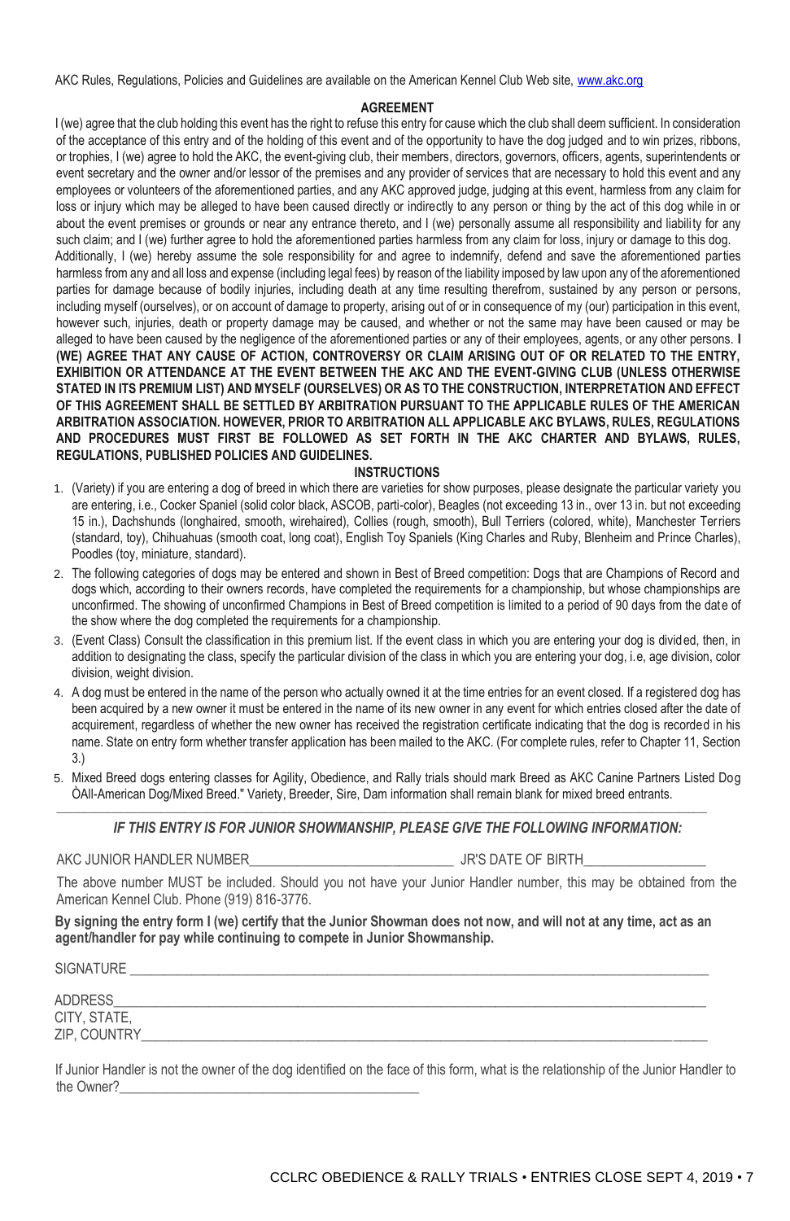AKC Rules, Regulations, Policies and Guidelines are available on the American Kennel Club Web site, www.akc.org

## AGREEMENT

I (we) agree that the club holding this event has the right to refuse this entry for cause which the club shall deem sufficient. In consideration of the acceptance of this entry and of the holding of this event and of the opportunity to have the dog judged and to win prizes, ribbons, or trophies, I (we) agree to hold the AKC, the event-giving club, their members, directors, governors, officers, agents, superintendents or event secretary and the owner and/or lessor of the premises and any provider of services that are necessary to hold this event and any employees or volunteers of the aforementioned parties, and any AKC approved judge, judging at this event, harmless from any claim for loss or injury which may be alleged to have been caused directly or indirectly to any person or thing by the act of this dog while in or about the event premises or grounds or near any entrance thereto, and I (we) personally assume all responsibility and liability for any such claim; and I (we) further agree to hold the aforementioned parties harmless from any claim for loss, injury or damage to this dog.
Additionally, I (we) hereby assume the sole responsibility for and agree to indemnify, defend and save the aforementioned parties harmless from any and all loss and expense (including legal fees) by reason of the liability imposed by law upon any of the aforementioned parties for damage because of bodily injuries, including death at any time resulting therefrom, sustained by any person or persons, including myself (ourselves), or on account of damage to property, arising out of or in consequence of my (our) participation in this event, however such, injuries, death or property damage may be caused, and whether or not the same may have been caused or may be alleged to have been caused by the negligence of the aforementioned parties or any of their employees, agents, or any other persons. **I (WE) AGREE THAT ANY CAUSE OF ACTION, CONTROVERSY OR CLAIM ARISING OUT OF OR RELATED TO THE ENTRY, EXHIBITION OR ATTENDANCE AT THE EVENT BETWEEN THE AKC AND THE EVENT-GIVING CLUB (UNLESS OTHERWISE STATED IN ITS PREMIUM LIST) AND MYSELF (OURSELVES) OR AS TO THE CONSTRUCTION, INTERPRETATION AND EFFECT OF THIS AGREEMENT SHALL BE SETTLED BY ARBITRATION PURSUANT TO THE APPLICABLE RULES OF THE AMERICAN ARBITRATION ASSOCIATION. HOWEVER, PRIOR TO ARBITRATION ALL APPLICABLE AKC BYLAWS, RULES, REGULATIONS AND PROCEDURES MUST FIRST BE FOLLOWED AS SET FORTH IN THE AKC CHARTER AND BYLAWS, RULES, REGULATIONS, PUBLISHED POLICIES AND GUIDELINES.**

## INSTRUCTIONS

1. (Variety) if you are entering a dog of breed in which there are varieties for show purposes, please designate the particular variety you are entering, i.e., Cocker Spaniel (solid color black, ASCOB, parti-color), Beagles (not exceeding 13 in., over 13 in. but not exceeding 15 in.), Dachshunds (longhaired, smooth, wirehaired), Collies (rough, smooth), Bull Terriers (colored, white), Manchester Terriers (standard, toy), Chihuahuas (smooth coat, long coat), English Toy Spaniels (King Charles and Ruby, Blenheim and Prince Charles), Poodles (toy, miniature, standard).
2. The following categories of dogs may be entered and shown in Best of Breed competition: Dogs that are Champions of Record and dogs which, according to their owners records, have completed the requirements for a championship, but whose championships are unconfirmed. The showing of unconfirmed Champions in Best of Breed competition is limited to a period of 90 days from the date of the show where the dog completed the requirements for a championship.
3. (Event Class) Consult the classification in this premium list. If the event class in which you are entering your dog is divided, then, in addition to designating the class, specify the particular division of the class in which you are entering your dog, i.e, age division, color division, weight division.
4. A dog must be entered in the name of the person who actually owned it at the time entries for an event closed. If a registered dog has been acquired by a new owner it must be entered in the name of its new owner in any event for which entries closed after the date of acquirement, regardless of whether the new owner has received the registration certificate indicating that the dog is recorded in his name. State on entry form whether transfer application has been mailed to the AKC. (For complete rules, refer to Chapter 11, Section 3.)
5. Mixed Breed dogs entering classes for Agility, Obedience, and Rally trials should mark Breed as AKC Canine Partners Listed Dog ÒAll-American Dog/Mixed Breed." Variety, Breeder, Sire, Dam information shall remain blank for mixed breed entrants.

***IF THIS ENTRY IS FOR JUNIOR SHOWMANSHIP, PLEASE GIVE THE FOLLOWING INFORMATION:***

AKC JUNIOR HANDLER NUMBER_____________________________ JR'S DATE OF BIRTH_________________

The above number MUST be included. Should you not have your Junior Handler number, this may be obtained from the American Kennel Club. Phone (919) 816-3776.

**By signing the entry form I (we) certify that the Junior Showman does not now, and will not at any time, act as an agent/handler for pay while continuing to compete in Junior Showmanship.**

SIGNATURE ______________________________________________________________________________

ADDRESS_______________________________________________________________________________
CITY, STATE,
ZIP, COUNTRY____________________________________________________________________________

If Junior Handler is not the owner of the dog identified on the face of this form, what is the relationship of the Junior Handler to the Owner?___________________________________________